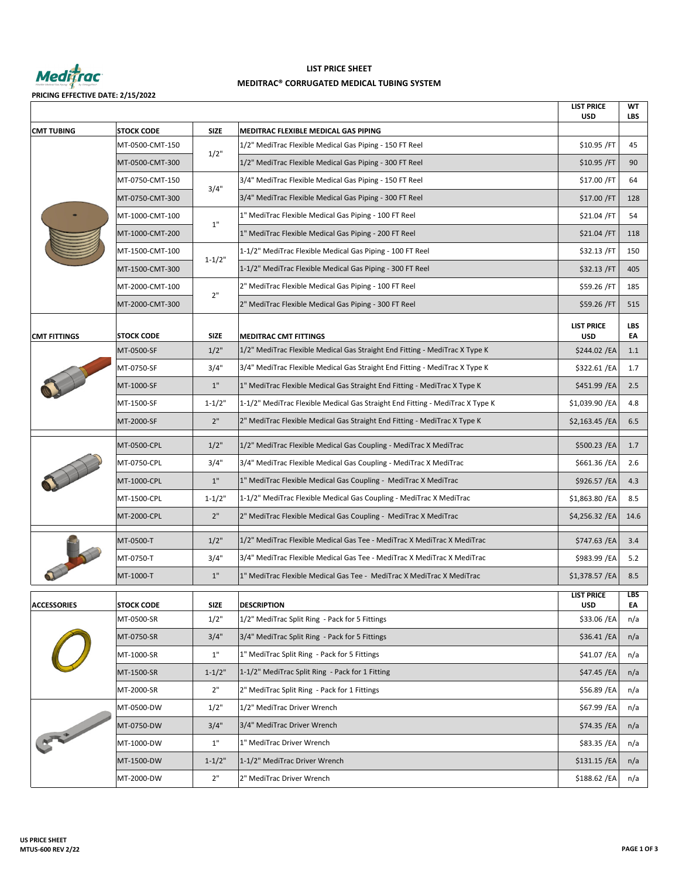# LIST PRICE SHEET

## MEDITRAC® CORRUGATED MEDICAL TUBING SYSTEM

**PRICING EFFECTIVE DATE: 2/15/2022**

| CMT TUBING | STOCK CODE | SIZE | MEDITRAC FLEXIBLE MEDICAL GAS PIPING | LIST PRICE USD | WT LBS |
|---|---|---|---|---|---|
| | MT-0500-CMT-150 | 1/2" | 1/2" MediTrac Flexible Medical Gas Piping - 150 FT Reel | $10.95 /FT | 45 |
| | MT-0500-CMT-300 | | 1/2" MediTrac Flexible Medical Gas Piping - 300 FT Reel | $10.95 /FT | 90 |
| | MT-0750-CMT-150 | 3/4" | 3/4" MediTrac Flexible Medical Gas Piping - 150 FT Reel | $17.00 /FT | 64 |
| | MT-0750-CMT-300 | | 3/4" MediTrac Flexible Medical Gas Piping - 300 FT Reel | $17.00 /FT | 128 |
| | MT-1000-CMT-100 | 1" | 1" MediTrac Flexible Medical Gas Piping - 100 FT Reel | $21.04 /FT | 54 |
| | MT-1000-CMT-200 | | 1" MediTrac Flexible Medical Gas Piping - 200 FT Reel | $21.04 /FT | 118 |
| | MT-1500-CMT-100 | 1-1/2" | 1-1/2" MediTrac Flexible Medical Gas Piping - 100 FT Reel | $32.13 /FT | 150 |
| | MT-1500-CMT-300 | | 1-1/2" MediTrac Flexible Medical Gas Piping - 300 FT Reel | $32.13 /FT | 405 |
| | MT-2000-CMT-100 | 2" | 2" MediTrac Flexible Medical Gas Piping - 100 FT Reel | $59.26 /FT | 185 |
| | MT-2000-CMT-300 | | 2" MediTrac Flexible Medical Gas Piping - 300 FT Reel | $59.26 /FT | 515 |

| CMT FITTINGS | STOCK CODE | SIZE | MEDITRAC CMT FITTINGS | LIST PRICE USD | LBS EA |
|---|---|---|---|---|---|
| | MT-0500-SF | 1/2" | 1/2" MediTrac Flexible Medical Gas Straight End Fitting - MediTrac X Type K | $244.02 /EA | 1.1 |
| | MT-0750-SF | 3/4" | 3/4" MediTrac Flexible Medical Gas Straight End Fitting - MediTrac X Type K | $322.61 /EA | 1.7 |
| | MT-1000-SF | 1" | 1" MediTrac Flexible Medical Gas Straight End Fitting - MediTrac X Type K | $451.99 /EA | 2.5 |
| | MT-1500-SF | 1-1/2" | 1-1/2" MediTrac Flexible Medical Gas Straight End Fitting - MediTrac X Type K | $1,039.90 /EA | 4.8 |
| | MT-2000-SF | 2" | 2" MediTrac Flexible Medical Gas Straight End Fitting - MediTrac X Type K | $2,163.45 /EA | 6.5 |
| | MT-0500-CPL | 1/2" | 1/2" MediTrac Flexible Medical Gas Coupling - MediTrac X MediTrac | $500.23 /EA | 1.7 |
| | MT-0750-CPL | 3/4" | 3/4" MediTrac Flexible Medical Gas Coupling - MediTrac X MediTrac | $661.36 /EA | 2.6 |
| | MT-1000-CPL | 1" | 1" MediTrac Flexible Medical Gas Coupling - MediTrac X MediTrac | $926.57 /EA | 4.3 |
| | MT-1500-CPL | 1-1/2" | 1-1/2" MediTrac Flexible Medical Gas Coupling - MediTrac X MediTrac | $1,863.80 /EA | 8.5 |
| | MT-2000-CPL | 2" | 2" MediTrac Flexible Medical Gas Coupling - MediTrac X MediTrac | $4,256.32 /EA | 14.6 |
| | MT-0500-T | 1/2" | 1/2" MediTrac Flexible Medical Gas Tee - MediTrac X MediTrac X MediTrac | $747.63 /EA | 3.4 |
| | MT-0750-T | 3/4" | 3/4" MediTrac Flexible Medical Gas Tee - MediTrac X MediTrac X MediTrac | $983.99 /EA | 5.2 |
| | MT-1000-T | 1" | 1" MediTrac Flexible Medical Gas Tee - MediTrac X MediTrac X MediTrac | $1,378.57 /EA | 8.5 |

| ACCESSORIES | STOCK CODE | SIZE | DESCRIPTION | LIST PRICE USD | LBS EA |
|---|---|---|---|---|---|
| | MT-0500-SR | 1/2" | 1/2" MediTrac Split Ring - Pack for 5 Fittings | $33.06 /EA | n/a |
| | MT-0750-SR | 3/4" | 3/4" MediTrac Split Ring - Pack for 5 Fittings | $36.41 /EA | n/a |
| | MT-1000-SR | 1" | 1" MediTrac Split Ring - Pack for 5 Fittings | $41.07 /EA | n/a |
| | MT-1500-SR | 1-1/2" | 1-1/2" MediTrac Split Ring - Pack for 1 Fitting | $47.45 /EA | n/a |
| | MT-2000-SR | 2" | 2" MediTrac Split Ring - Pack for 1 Fittings | $56.89 /EA | n/a |
| | MT-0500-DW | 1/2" | 1/2" MediTrac Driver Wrench | $67.99 /EA | n/a |
| | MT-0750-DW | 3/4" | 3/4" MediTrac Driver Wrench | $74.35 /EA | n/a |
| | MT-1000-DW | 1" | 1" MediTrac Driver Wrench | $83.35 /EA | n/a |
| | MT-1500-DW | 1-1/2" | 1-1/2" MediTrac Driver Wrench | $131.15 /EA | n/a |
| | MT-2000-DW | 2" | 2" MediTrac Driver Wrench | $188.62 /EA | n/a |

**US PRICE SHEET**
**MTUS-600 REV 2/22**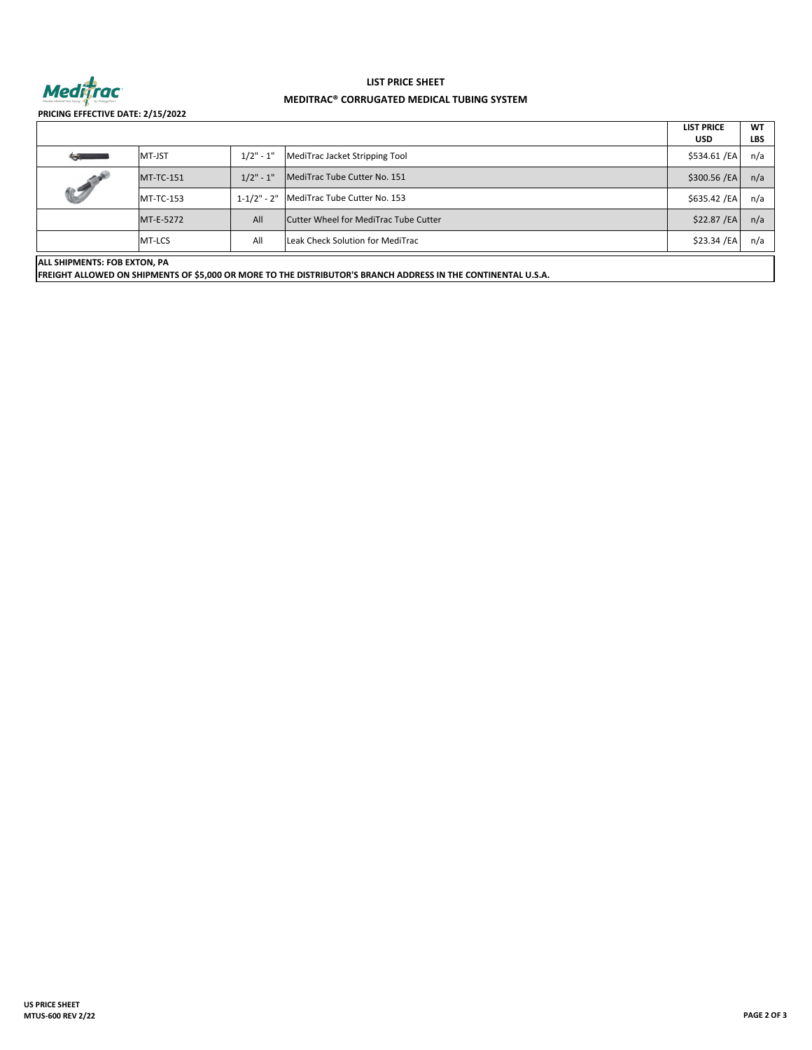**LIST PRICE SHEET**

**MEDITRAC® CORRUGATED MEDICAL TUBING SYSTEM**

**PRICING EFFECTIVE DATE: 2/15/2022**

| | | | | **LIST PRICE USD** | **WT LBS** |
|---|---|---|---|---|---|
| | MT-JST | 1/2" - 1" | MediTrac Jacket Stripping Tool | $534.61 /EA | n/a |
| | MT-TC-151 | 1/2" - 1" | MediTrac Tube Cutter No. 151 | $300.56 /EA | n/a |
| | MT-TC-153 | 1-1/2" - 2" | MediTrac Tube Cutter No. 153 | $635.42 /EA | n/a |
| | MT-E-5272 | All | Cutter Wheel for MediTrac Tube Cutter | $22.87 /EA | n/a |
| | MT-LCS | All | Leak Check Solution for MediTrac | $23.34 /EA | n/a |

**ALL SHIPMENTS: FOB EXTON, PA**

**FREIGHT ALLOWED ON SHIPMENTS OF $5,000 OR MORE TO THE DISTRIBUTOR'S BRANCH ADDRESS IN THE CONTINENTAL U.S.A.**

**US PRICE SHEET**
**MTUS-600 REV 2/22**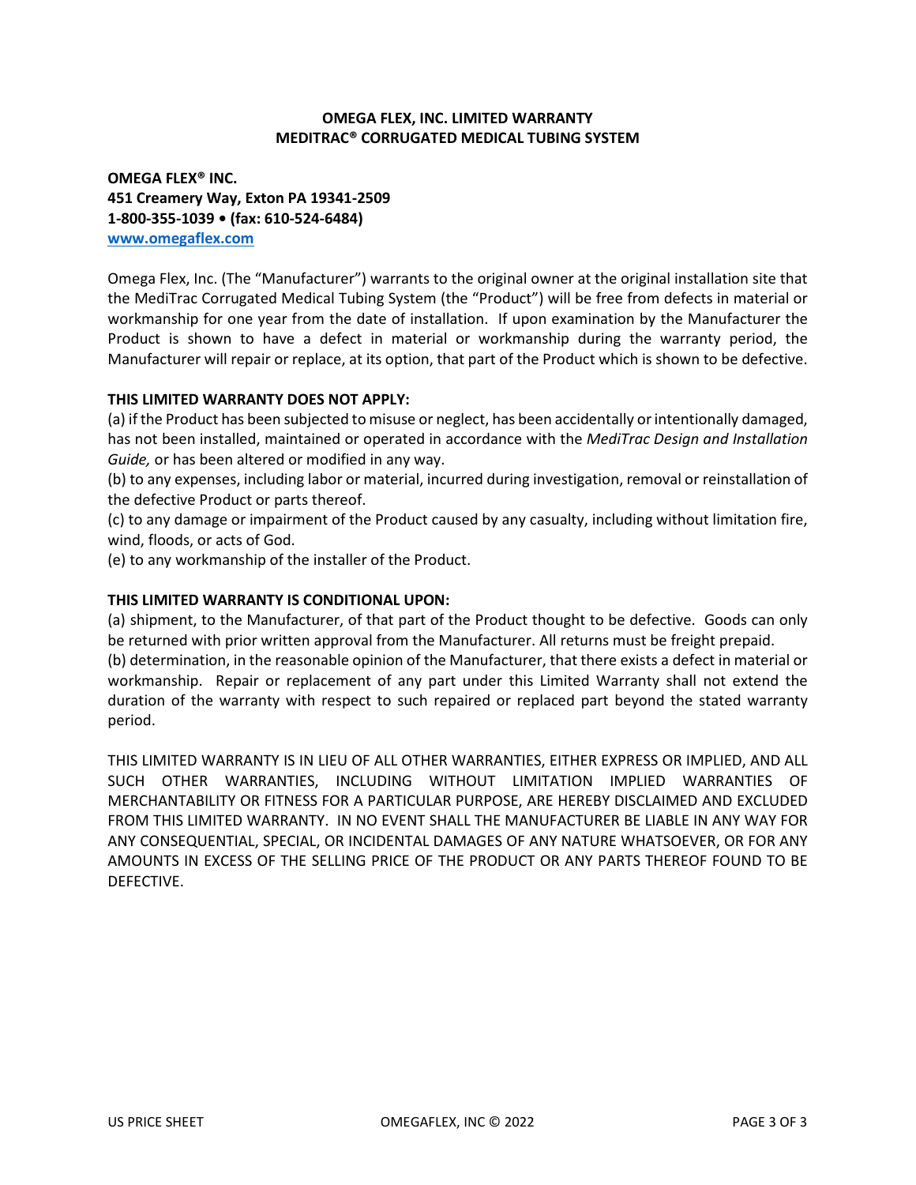**OMEGA FLEX, INC. LIMITED WARRANTY**
**MEDITRAC® CORRUGATED MEDICAL TUBING SYSTEM**

**OMEGA FLEX® INC.**
**451 Creamery Way, Exton PA 19341-2509**
**1-800-355-1039 • (fax: 610-524-6484)**
**www.omegaflex.com**

Omega Flex, Inc. (The "Manufacturer") warrants to the original owner at the original installation site that the MediTrac Corrugated Medical Tubing System (the "Product") will be free from defects in material or workmanship for one year from the date of installation. If upon examination by the Manufacturer the Product is shown to have a defect in material or workmanship during the warranty period, the Manufacturer will repair or replace, at its option, that part of the Product which is shown to be defective.

**THIS LIMITED WARRANTY DOES NOT APPLY:**

(a) if the Product has been subjected to misuse or neglect, has been accidentally or intentionally damaged, has not been installed, maintained or operated in accordance with the *MediTrac Design and Installation Guide,* or has been altered or modified in any way.

(b) to any expenses, including labor or material, incurred during investigation, removal or reinstallation of the defective Product or parts thereof.

(c) to any damage or impairment of the Product caused by any casualty, including without limitation fire, wind, floods, or acts of God.

(e) to any workmanship of the installer of the Product.

**THIS LIMITED WARRANTY IS CONDITIONAL UPON:**

(a) shipment, to the Manufacturer, of that part of the Product thought to be defective. Goods can only be returned with prior written approval from the Manufacturer. All returns must be freight prepaid.

(b) determination, in the reasonable opinion of the Manufacturer, that there exists a defect in material or workmanship. Repair or replacement of any part under this Limited Warranty shall not extend the duration of the warranty with respect to such repaired or replaced part beyond the stated warranty period.

THIS LIMITED WARRANTY IS IN LIEU OF ALL OTHER WARRANTIES, EITHER EXPRESS OR IMPLIED, AND ALL SUCH OTHER WARRANTIES, INCLUDING WITHOUT LIMITATION IMPLIED WARRANTIES OF MERCHANTABILITY OR FITNESS FOR A PARTICULAR PURPOSE, ARE HEREBY DISCLAIMED AND EXCLUDED FROM THIS LIMITED WARRANTY. IN NO EVENT SHALL THE MANUFACTURER BE LIABLE IN ANY WAY FOR ANY CONSEQUENTIAL, SPECIAL, OR INCIDENTAL DAMAGES OF ANY NATURE WHATSOEVER, OR FOR ANY AMOUNTS IN EXCESS OF THE SELLING PRICE OF THE PRODUCT OR ANY PARTS THEREOF FOUND TO BE DEFECTIVE.